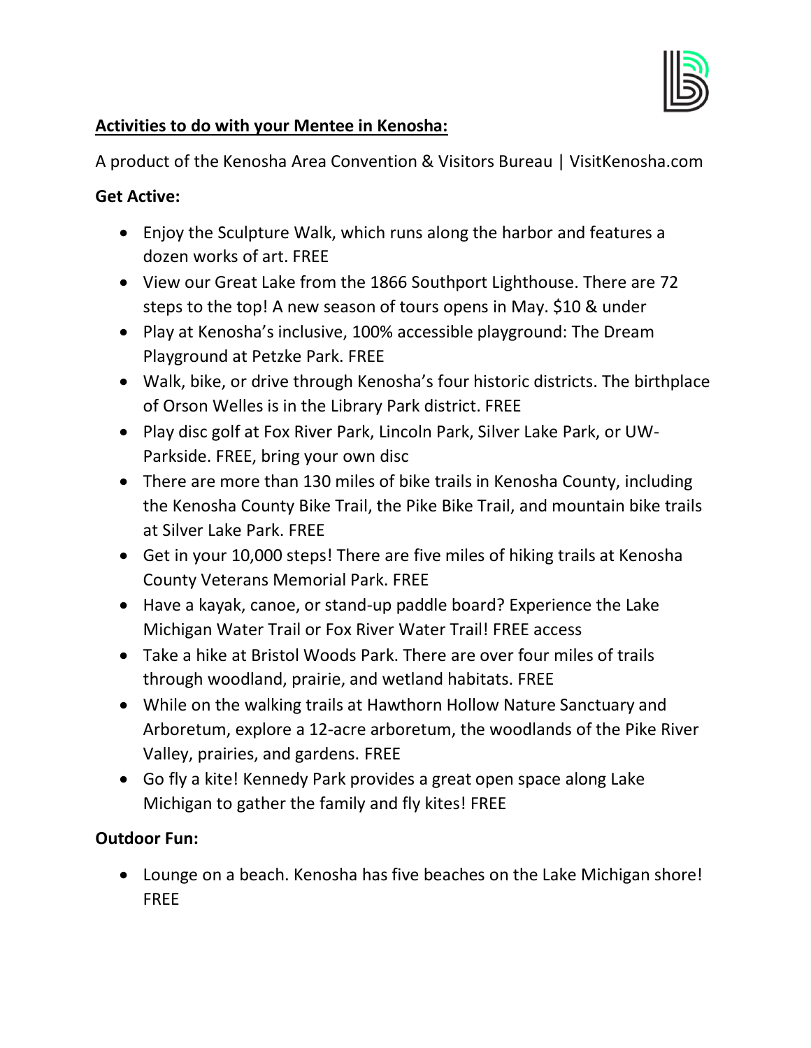## Activities to do with your Mentee in Kenosha:

A product of the Kenosha Area Convention & Visitors Bureau | VisitKenosha.com

**Get Active:**

- Enjoy the Sculpture Walk, which runs along the harbor and features a dozen works of art. FREE
- View our Great Lake from the 1866 Southport Lighthouse. There are 72 steps to the top! A new season of tours opens in May. $10 & under
- Play at Kenosha's inclusive, 100% accessible playground: The Dream Playground at Petzke Park. FREE
- Walk, bike, or drive through Kenosha's four historic districts. The birthplace of Orson Welles is in the Library Park district. FREE
- Play disc golf at Fox River Park, Lincoln Park, Silver Lake Park, or UW-Parkside. FREE, bring your own disc
- There are more than 130 miles of bike trails in Kenosha County, including the Kenosha County Bike Trail, the Pike Bike Trail, and mountain bike trails at Silver Lake Park. FREE
- Get in your 10,000 steps! There are five miles of hiking trails at Kenosha County Veterans Memorial Park. FREE
- Have a kayak, canoe, or stand-up paddle board? Experience the Lake Michigan Water Trail or Fox River Water Trail! FREE access
- Take a hike at Bristol Woods Park. There are over four miles of trails through woodland, prairie, and wetland habitats. FREE
- While on the walking trails at Hawthorn Hollow Nature Sanctuary and Arboretum, explore a 12-acre arboretum, the woodlands of the Pike River Valley, prairies, and gardens. FREE
- Go fly a kite! Kennedy Park provides a great open space along Lake Michigan to gather the family and fly kites! FREE

**Outdoor Fun:**

- Lounge on a beach. Kenosha has five beaches on the Lake Michigan shore! FREE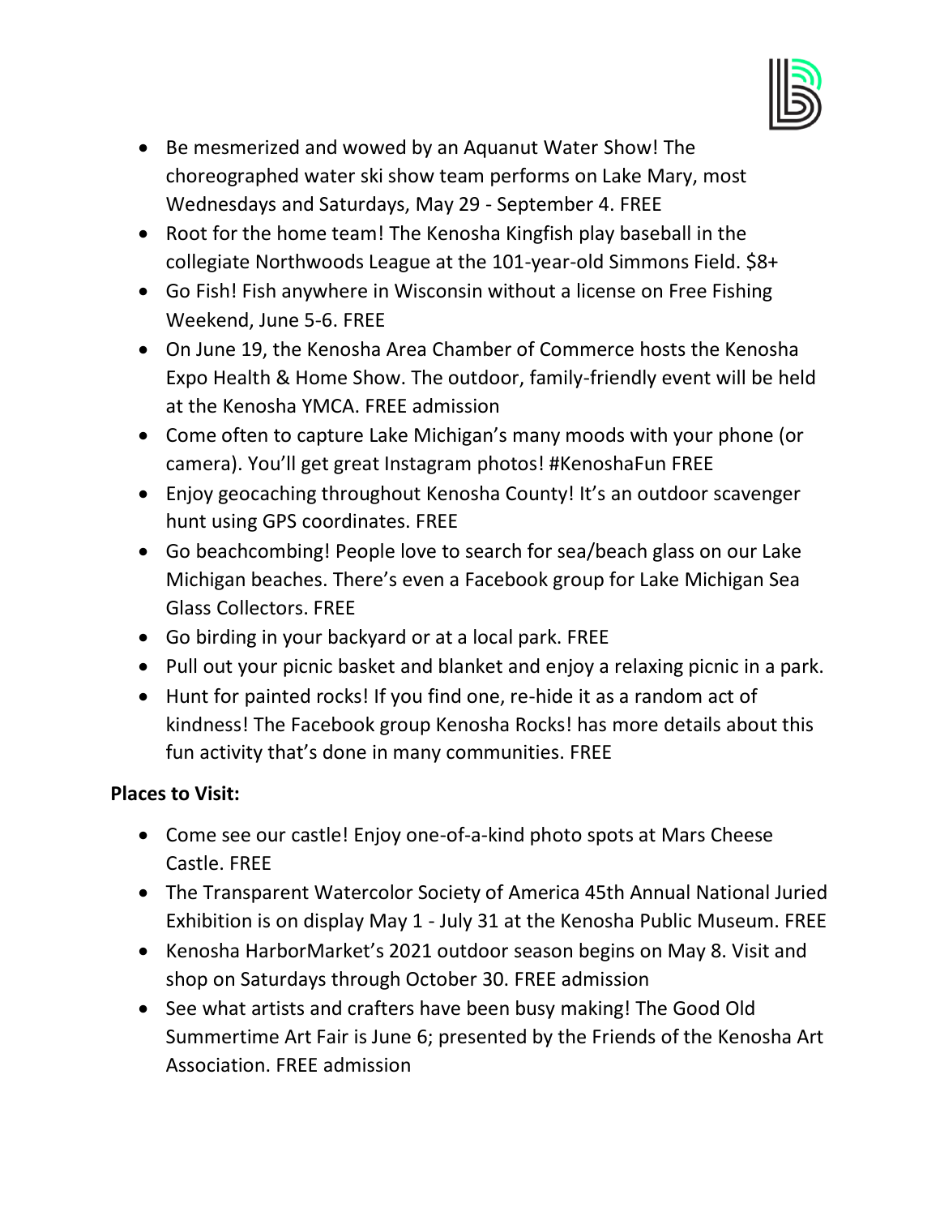- Be mesmerized and wowed by an Aquanut Water Show! The choreographed water ski show team performs on Lake Mary, most Wednesdays and Saturdays, May 29 - September 4. FREE
- Root for the home team! The Kenosha Kingfish play baseball in the collegiate Northwoods League at the 101-year-old Simmons Field. $8+
- Go Fish! Fish anywhere in Wisconsin without a license on Free Fishing Weekend, June 5-6. FREE
- On June 19, the Kenosha Area Chamber of Commerce hosts the Kenosha Expo Health & Home Show. The outdoor, family-friendly event will be held at the Kenosha YMCA. FREE admission
- Come often to capture Lake Michigan's many moods with your phone (or camera). You'll get great Instagram photos! #KenoshaFun FREE
- Enjoy geocaching throughout Kenosha County! It's an outdoor scavenger hunt using GPS coordinates. FREE
- Go beachcombing! People love to search for sea/beach glass on our Lake Michigan beaches. There's even a Facebook group for Lake Michigan Sea Glass Collectors. FREE
- Go birding in your backyard or at a local park. FREE
- Pull out your picnic basket and blanket and enjoy a relaxing picnic in a park.
- Hunt for painted rocks! If you find one, re-hide it as a random act of kindness! The Facebook group Kenosha Rocks! has more details about this fun activity that's done in many communities. FREE

**Places to Visit:**

- Come see our castle! Enjoy one-of-a-kind photo spots at Mars Cheese Castle. FREE
- The Transparent Watercolor Society of America 45th Annual National Juried Exhibition is on display May 1 - July 31 at the Kenosha Public Museum. FREE
- Kenosha HarborMarket's 2021 outdoor season begins on May 8. Visit and shop on Saturdays through October 30. FREE admission
- See what artists and crafters have been busy making! The Good Old Summertime Art Fair is June 6; presented by the Friends of the Kenosha Art Association. FREE admission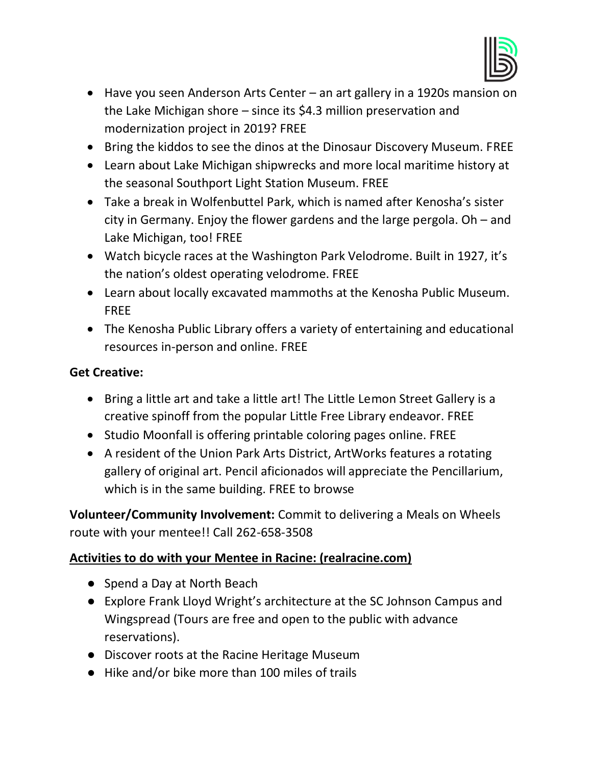- Have you seen Anderson Arts Center – an art gallery in a 1920s mansion on the Lake Michigan shore – since its $4.3 million preservation and modernization project in 2019? FREE
- Bring the kiddos to see the dinos at the Dinosaur Discovery Museum. FREE
- Learn about Lake Michigan shipwrecks and more local maritime history at the seasonal Southport Light Station Museum. FREE
- Take a break in Wolfenbuttel Park, which is named after Kenosha's sister city in Germany. Enjoy the flower gardens and the large pergola. Oh – and Lake Michigan, too! FREE
- Watch bicycle races at the Washington Park Velodrome. Built in 1927, it's the nation's oldest operating velodrome. FREE
- Learn about locally excavated mammoths at the Kenosha Public Museum. FREE
- The Kenosha Public Library offers a variety of entertaining and educational resources in-person and online. FREE

**Get Creative:**

- Bring a little art and take a little art! The Little Lemon Street Gallery is a creative spinoff from the popular Little Free Library endeavor. FREE
- Studio Moonfall is offering printable coloring pages online. FREE
- A resident of the Union Park Arts District, ArtWorks features a rotating gallery of original art. Pencil aficionados will appreciate the Pencillarium, which is in the same building. FREE to browse

**Volunteer/Community Involvement:** Commit to delivering a Meals on Wheels route with your mentee!! Call 262-658-3508

**<u>Activities to do with your Mentee in Racine: (realracine.com)</u>**

- Spend a Day at North Beach
- Explore Frank Lloyd Wright's architecture at the SC Johnson Campus and Wingspread (Tours are free and open to the public with advance reservations).
- Discover roots at the Racine Heritage Museum
- Hike and/or bike more than 100 miles of trails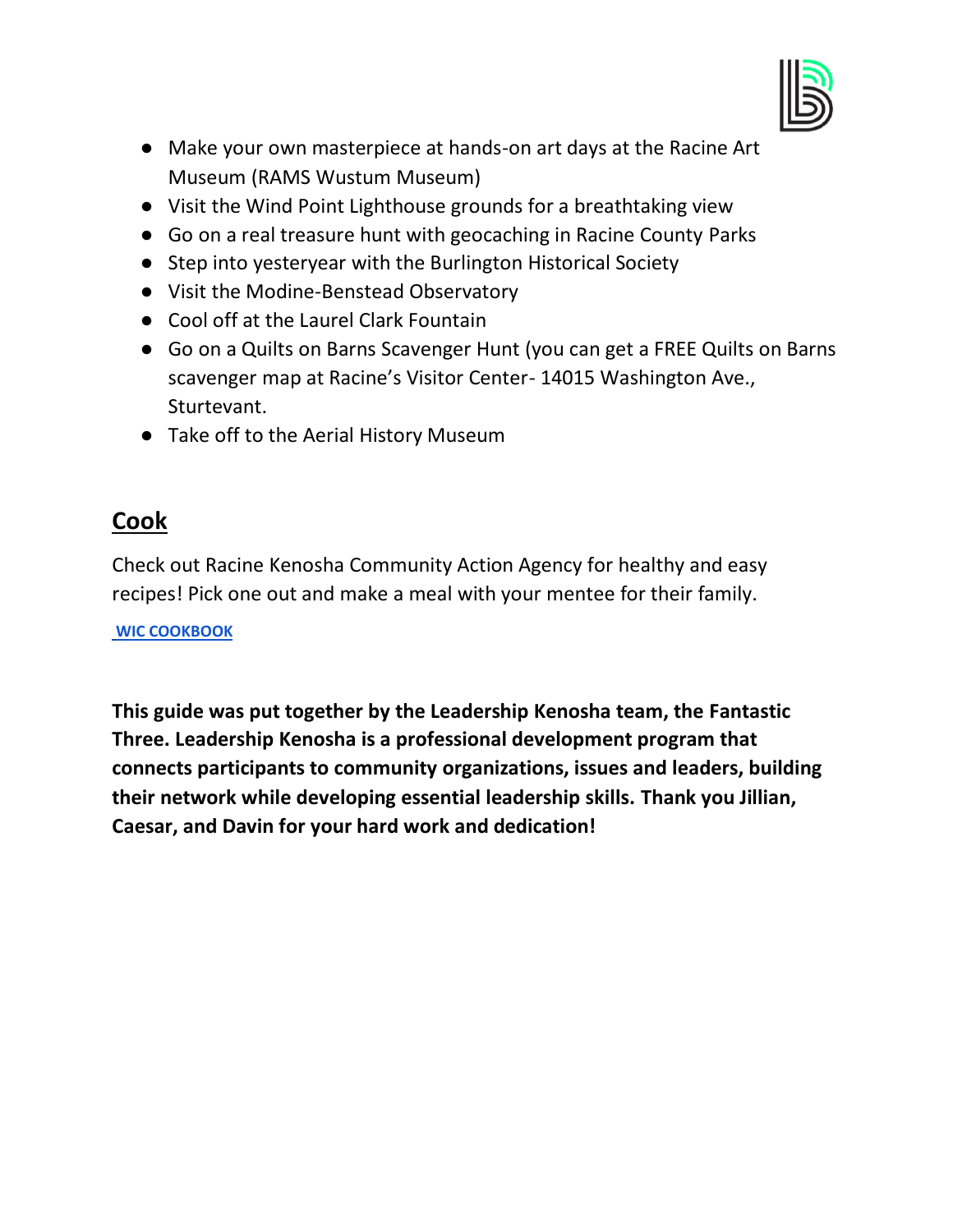- Make your own masterpiece at hands-on art days at the Racine Art Museum (RAMS Wustum Museum)
- Visit the Wind Point Lighthouse grounds for a breathtaking view
- Go on a real treasure hunt with geocaching in Racine County Parks
- Step into yesteryear with the Burlington Historical Society
- Visit the Modine-Benstead Observatory
- Cool off at the Laurel Clark Fountain
- Go on a Quilts on Barns Scavenger Hunt (you can get a FREE Quilts on Barns scavenger map at Racine's Visitor Center- 14015 Washington Ave., Sturtevant.
- Take off to the Aerial History Museum

## Cook

Check out Racine Kenosha Community Action Agency for healthy and easy recipes! Pick one out and make a meal with your mentee for their family.

**WIC COOKBOOK**

**This guide was put together by the Leadership Kenosha team, the Fantastic Three. Leadership Kenosha is a professional development program that connects participants to community organizations, issues and leaders, building their network while developing essential leadership skills. Thank you Jillian, Caesar, and Davin for your hard work and dedication!**